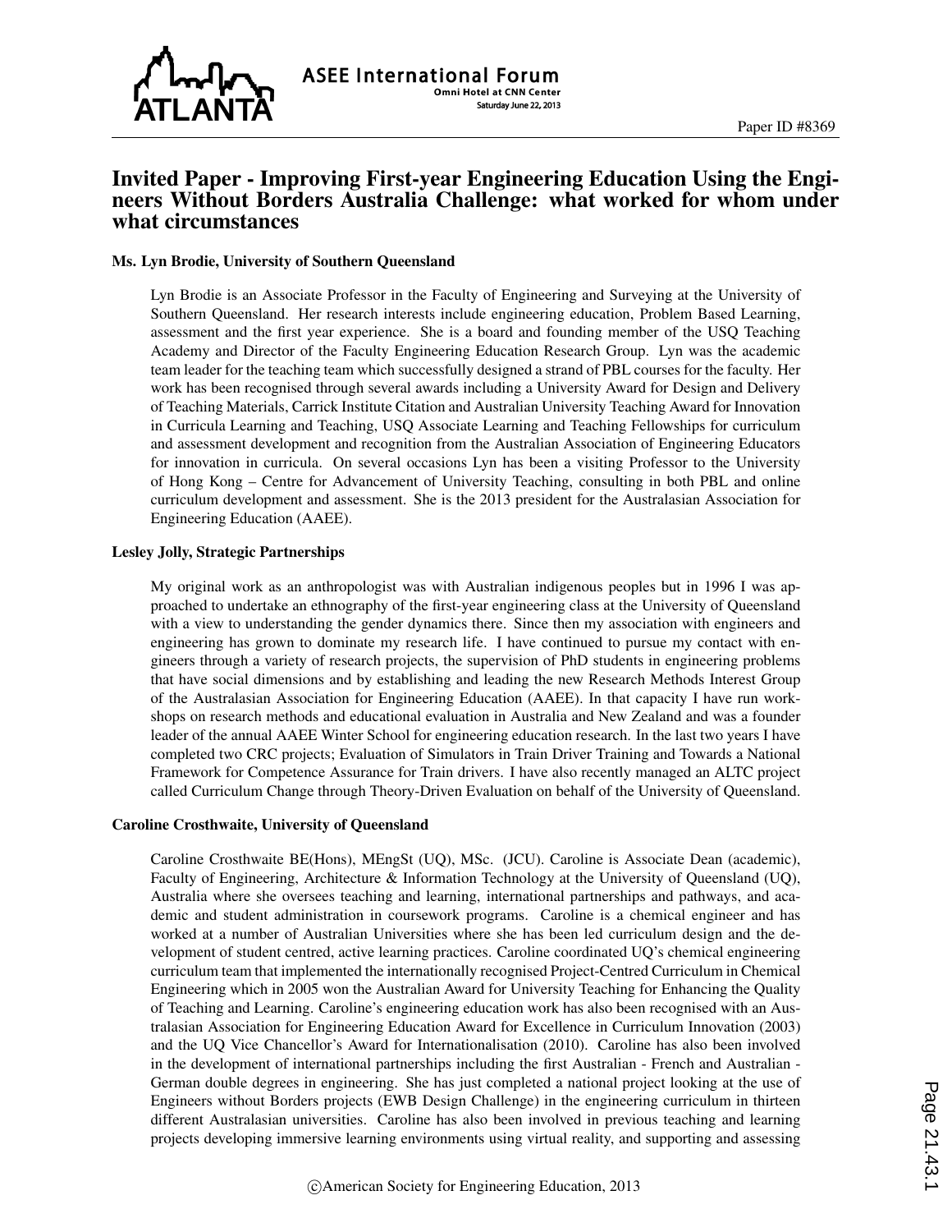# Invited Paper - Improving First-year Engineering Education Using the Engineers Without Borders Australia Challenge: what worked for whom under what circumstances

**Ms. Lyn Brodie, University of Southern Queensland**

Lyn Brodie is an Associate Professor in the Faculty of Engineering and Surveying at the University of Southern Queensland. Her research interests include engineering education, Problem Based Learning, assessment and the first year experience. She is a board and founding member of the USQ Teaching Academy and Director of the Faculty Engineering Education Research Group. Lyn was the academic team leader for the teaching team which successfully designed a strand of PBL courses for the faculty. Her work has been recognised through several awards including a University Award for Design and Delivery of Teaching Materials, Carrick Institute Citation and Australian University Teaching Award for Innovation in Curricula Learning and Teaching, USQ Associate Learning and Teaching Fellowships for curriculum and assessment development and recognition from the Australian Association of Engineering Educators for innovation in curricula. On several occasions Lyn has been a visiting Professor to the University of Hong Kong – Centre for Advancement of University Teaching, consulting in both PBL and online curriculum development and assessment. She is the 2013 president for the Australasian Association for Engineering Education (AAEE).

**Lesley Jolly, Strategic Partnerships**

My original work as an anthropologist was with Australian indigenous peoples but in 1996 I was approached to undertake an ethnography of the first-year engineering class at the University of Queensland with a view to understanding the gender dynamics there. Since then my association with engineers and engineering has grown to dominate my research life. I have continued to pursue my contact with engineers through a variety of research projects, the supervision of PhD students in engineering problems that have social dimensions and by establishing and leading the new Research Methods Interest Group of the Australasian Association for Engineering Education (AAEE). In that capacity I have run workshops on research methods and educational evaluation in Australia and New Zealand and was a founder leader of the annual AAEE Winter School for engineering education research. In the last two years I have completed two CRC projects; Evaluation of Simulators in Train Driver Training and Towards a National Framework for Competence Assurance for Train drivers. I have also recently managed an ALTC project called Curriculum Change through Theory-Driven Evaluation on behalf of the University of Queensland.

**Caroline Crosthwaite, University of Queensland**

Caroline Crosthwaite BE(Hons), MEngSt (UQ), MSc. (JCU). Caroline is Associate Dean (academic), Faculty of Engineering, Architecture & Information Technology at the University of Queensland (UQ), Australia where she oversees teaching and learning, international partnerships and pathways, and academic and student administration in coursework programs. Caroline is a chemical engineer and has worked at a number of Australian Universities where she has been led curriculum design and the development of student centred, active learning practices. Caroline coordinated UQ's chemical engineering curriculum team that implemented the internationally recognised Project-Centred Curriculum in Chemical Engineering which in 2005 won the Australian Award for University Teaching for Enhancing the Quality of Teaching and Learning. Caroline's engineering education work has also been recognised with an Australasian Association for Engineering Education Award for Excellence in Curriculum Innovation (2003) and the UQ Vice Chancellor's Award for Internationalisation (2010). Caroline has also been involved in the development of international partnerships including the first Australian - French and Australian - German double degrees in engineering. She has just completed a national project looking at the use of Engineers without Borders projects (EWB Design Challenge) in the engineering curriculum in thirteen different Australasian universities. Caroline has also been involved in previous teaching and learning projects developing immersive learning environments using virtual reality, and supporting and assessing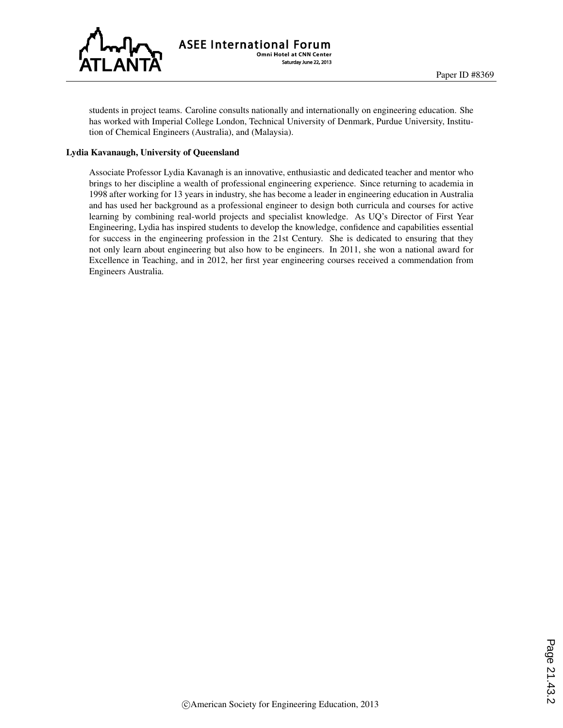students in project teams. Caroline consults nationally and internationally on engineering education. She has worked with Imperial College London, Technical University of Denmark, Purdue University, Institution of Chemical Engineers (Australia), and (Malaysia).

**Lydia Kavanaugh, University of Queensland**

Associate Professor Lydia Kavanagh is an innovative, enthusiastic and dedicated teacher and mentor who brings to her discipline a wealth of professional engineering experience. Since returning to academia in 1998 after working for 13 years in industry, she has become a leader in engineering education in Australia and has used her background as a professional engineer to design both curricula and courses for active learning by combining real-world projects and specialist knowledge. As UQ's Director of First Year Engineering, Lydia has inspired students to develop the knowledge, confidence and capabilities essential for success in the engineering profession in the 21st Century. She is dedicated to ensuring that they not only learn about engineering but also how to be engineers. In 2011, she won a national award for Excellence in Teaching, and in 2012, her first year engineering courses received a commendation from Engineers Australia.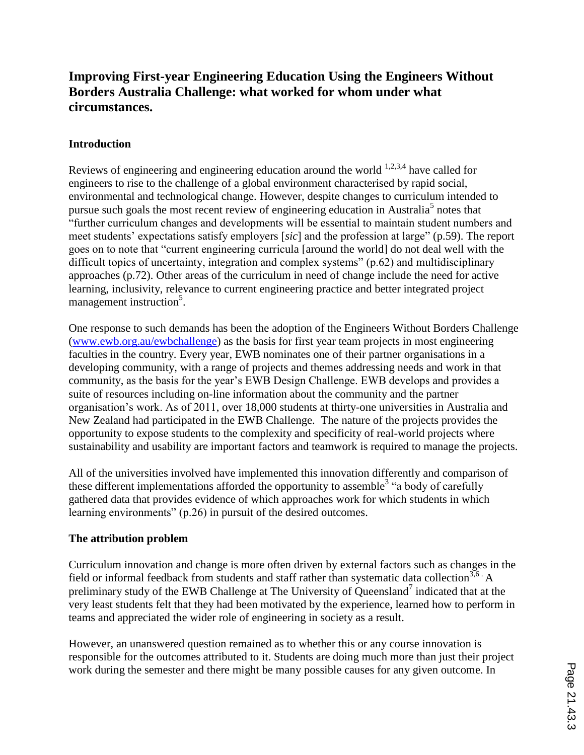## Improving First-year Engineering Education Using the Engineers Without Borders Australia Challenge: what worked for whom under what circumstances.

### Introduction

Reviews of engineering and engineering education around the world [1,2,3,4] have called for engineers to rise to the challenge of a global environment characterised by rapid social, environmental and technological change. However, despite changes to curriculum intended to pursue such goals the most recent review of engineering education in Australia[5] notes that "further curriculum changes and developments will be essential to maintain student numbers and meet students' expectations satisfy employers [*sic*] and the profession at large" (p.59). The report goes on to note that "current engineering curricula [around the world] do not deal well with the difficult topics of uncertainty, integration and complex systems" (p.62) and multidisciplinary approaches (p.72). Other areas of the curriculum in need of change include the need for active learning, inclusivity, relevance to current engineering practice and better integrated project management instruction[5].

One response to such demands has been the adoption of the Engineers Without Borders Challenge (www.ewb.org.au/ewbchallenge) as the basis for first year team projects in most engineering faculties in the country. Every year, EWB nominates one of their partner organisations in a developing community, with a range of projects and themes addressing needs and work in that community, as the basis for the year's EWB Design Challenge. EWB develops and provides a suite of resources including on-line information about the community and the partner organisation's work. As of 2011, over 18,000 students at thirty-one universities in Australia and New Zealand had participated in the EWB Challenge. The nature of the projects provides the opportunity to expose students to the complexity and specificity of real-world projects where sustainability and usability are important factors and teamwork is required to manage the projects.

All of the universities involved have implemented this innovation differently and comparison of these different implementations afforded the opportunity to assemble[3] "a body of carefully gathered data that provides evidence of which approaches work for which students in which learning environments" (p.26) in pursuit of the desired outcomes.

### The attribution problem

Curriculum innovation and change is more often driven by external factors such as changes in the field or informal feedback from students and staff rather than systematic data collection[3,6]. A preliminary study of the EWB Challenge at The University of Queensland[7] indicated that at the very least students felt that they had been motivated by the experience, learned how to perform in teams and appreciated the wider role of engineering in society as a result.

However, an unanswered question remained as to whether this or any course innovation is responsible for the outcomes attributed to it. Students are doing much more than just their project work during the semester and there might be many possible causes for any given outcome. In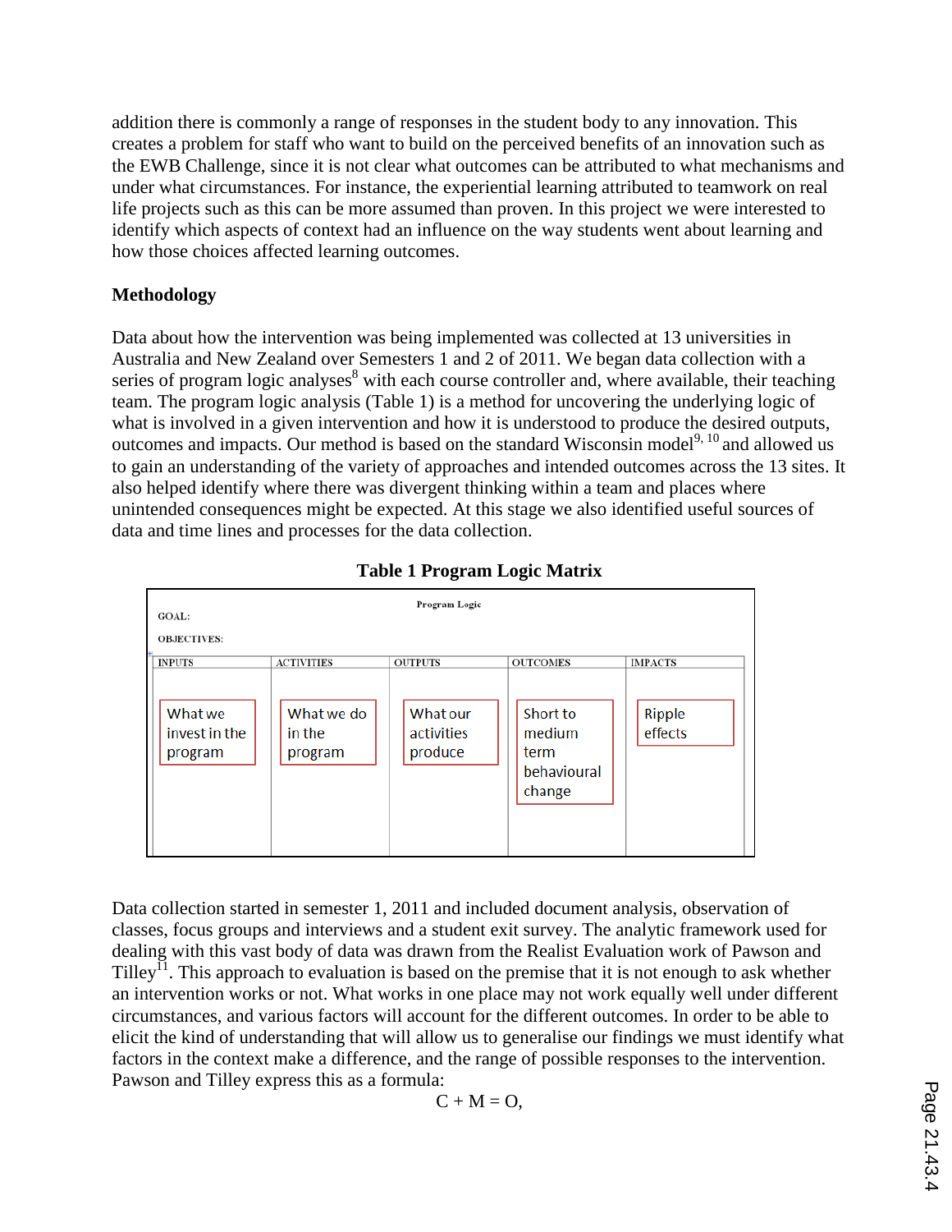addition there is commonly a range of responses in the student body to any innovation. This creates a problem for staff who want to build on the perceived benefits of an innovation such as the EWB Challenge, since it is not clear what outcomes can be attributed to what mechanisms and under what circumstances. For instance, the experiential learning attributed to teamwork on real life projects such as this can be more assumed than proven. In this project we were interested to identify which aspects of context had an influence on the way students went about learning and how those choices affected learning outcomes.

**Methodology**

Data about how the intervention was being implemented was collected at 13 universities in Australia and New Zealand over Semesters 1 and 2 of 2011. We began data collection with a series of program logic analyses[8] with each course controller and, where available, their teaching team. The program logic analysis (Table 1) is a method for uncovering the underlying logic of what is involved in a given intervention and how it is understood to produce the desired outputs, outcomes and impacts. Our method is based on the standard Wisconsin model[9, 10] and allowed us to gain an understanding of the variety of approaches and intended outcomes across the 13 sites. It also helped identify where there was divergent thinking within a team and places where unintended consequences might be expected. At this stage we also identified useful sources of data and time lines and processes for the data collection.

**Table 1 Program Logic Matrix**

Program Logic

GOAL:

OBJECTIVES:

| INPUTS | ACTIVITIES | OUTPUTS | OUTCOMES | IMPACTS |
|---|---|---|---|---|
| What we invest in the program | What we do in the program | What our activities produce | Short to medium term behavioural change | Ripple effects |

Data collection started in semester 1, 2011 and included document analysis, observation of classes, focus groups and interviews and a student exit survey. The analytic framework used for dealing with this vast body of data was drawn from the Realist Evaluation work of Pawson and Tilley[11]. This approach to evaluation is based on the premise that it is not enough to ask whether an intervention works or not. What works in one place may not work equally well under different circumstances, and various factors will account for the different outcomes. In order to be able to elicit the kind of understanding that will allow us to generalise our findings we must identify what factors in the context make a difference, and the range of possible responses to the intervention. Pawson and Tilley express this as a formula:

$$C + M = O,$$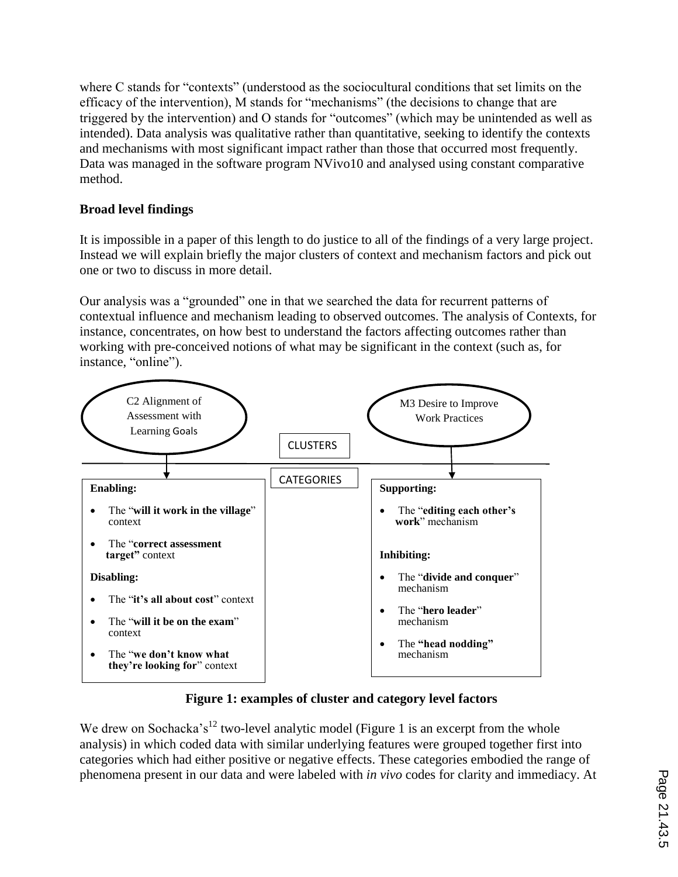where C stands for "contexts" (understood as the sociocultural conditions that set limits on the efficacy of the intervention), M stands for "mechanisms" (the decisions to change that are triggered by the intervention) and O stands for "outcomes" (which may be unintended as well as intended). Data analysis was qualitative rather than quantitative, seeking to identify the contexts and mechanisms with most significant impact rather than those that occurred most frequently. Data was managed in the software program NVivo10 and analysed using constant comparative method.

**Broad level findings**

It is impossible in a paper of this length to do justice to all of the findings of a very large project. Instead we will explain briefly the major clusters of context and mechanism factors and pick out one or two to discuss in more detail.

Our analysis was a "grounded" one in that we searched the data for recurrent patterns of contextual influence and mechanism leading to observed outcomes. The analysis of Contexts, for instance, concentrates, on how best to understand the factors affecting outcomes rather than working with pre-conceived notions of what may be significant in the context (such as, for instance, "online").

C2 Alignment of Assessment with Learning Goals

M3 Desire to Improve Work Practices

CLUSTERS

CATEGORIES

**Enabling:**

- The "**will it work in the village**" context
- The "**correct assessment target"** context

**Disabling:**

- The "**it's all about cost**" context
- The "**will it be on the exam**" context
- The "**we don't know what they're looking for**" context

**Supporting:**

- The "**editing each other's work**" mechanism

**Inhibiting:**

- The "**divide and conquer**" mechanism
- The "**hero leader**" mechanism
- The **"head nodding"** mechanism

**Figure 1: examples of cluster and category level factors**

We drew on Sochacka's[12] two-level analytic model (Figure 1 is an excerpt from the whole analysis) in which coded data with similar underlying features were grouped together first into categories which had either positive or negative effects. These categories embodied the range of phenomena present in our data and were labeled with *in vivo* codes for clarity and immediacy. At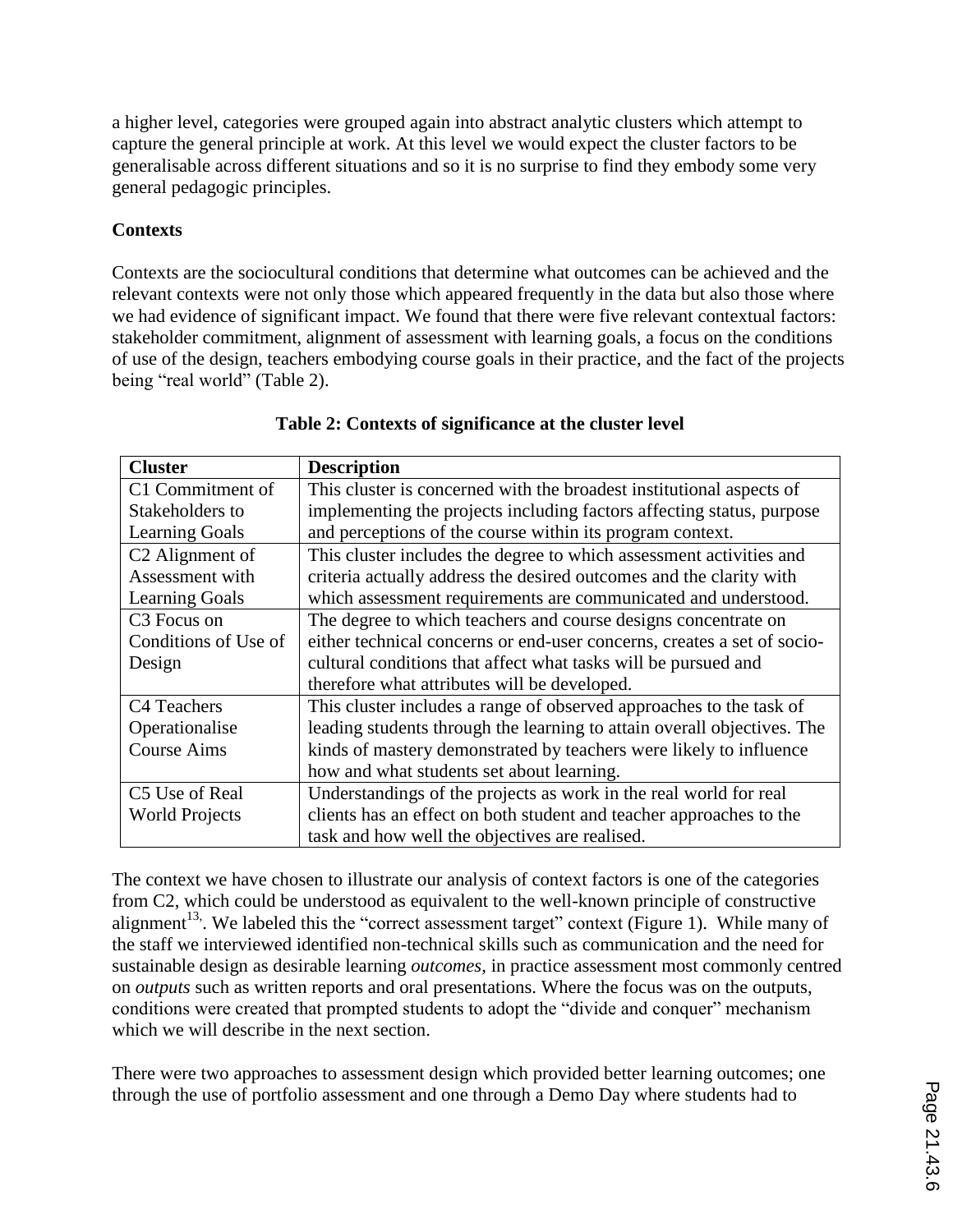a higher level, categories were grouped again into abstract analytic clusters which attempt to capture the general principle at work. At this level we would expect the cluster factors to be generalisable across different situations and so it is no surprise to find they embody some very general pedagogic principles.

**Contexts**

Contexts are the sociocultural conditions that determine what outcomes can be achieved and the relevant contexts were not only those which appeared frequently in the data but also those where we had evidence of significant impact. We found that there were five relevant contextual factors: stakeholder commitment, alignment of assessment with learning goals, a focus on the conditions of use of the design, teachers embodying course goals in their practice, and the fact of the projects being "real world" (Table 2).

**Table 2: Contexts of significance at the cluster level**

| **Cluster** | **Description** |
|---|---|
| C1 Commitment of Stakeholders to Learning Goals | This cluster is concerned with the broadest institutional aspects of implementing the projects including factors affecting status, purpose and perceptions of the course within its program context. |
| C2 Alignment of Assessment with Learning Goals | This cluster includes the degree to which assessment activities and criteria actually address the desired outcomes and the clarity with which assessment requirements are communicated and understood. |
| C3 Focus on Conditions of Use of Design | The degree to which teachers and course designs concentrate on either technical concerns or end-user concerns, creates a set of socio-cultural conditions that affect what tasks will be pursued and therefore what attributes will be developed. |
| C4 Teachers Operationalise Course Aims | This cluster includes a range of observed approaches to the task of leading students through the learning to attain overall objectives. The kinds of mastery demonstrated by teachers were likely to influence how and what students set about learning. |
| C5 Use of Real World Projects | Understandings of the projects as work in the real world for real clients has an effect on both student and teacher approaches to the task and how well the objectives are realised. |

The context we have chosen to illustrate our analysis of context factors is one of the categories from C2, which could be understood as equivalent to the well-known principle of constructive alignment[13]. We labeled this the "correct assessment target" context (Figure 1). While many of the staff we interviewed identified non-technical skills such as communication and the need for sustainable design as desirable learning *outcomes*, in practice assessment most commonly centred on *outputs* such as written reports and oral presentations. Where the focus was on the outputs, conditions were created that prompted students to adopt the "divide and conquer" mechanism which we will describe in the next section.

There were two approaches to assessment design which provided better learning outcomes; one through the use of portfolio assessment and one through a Demo Day where students had to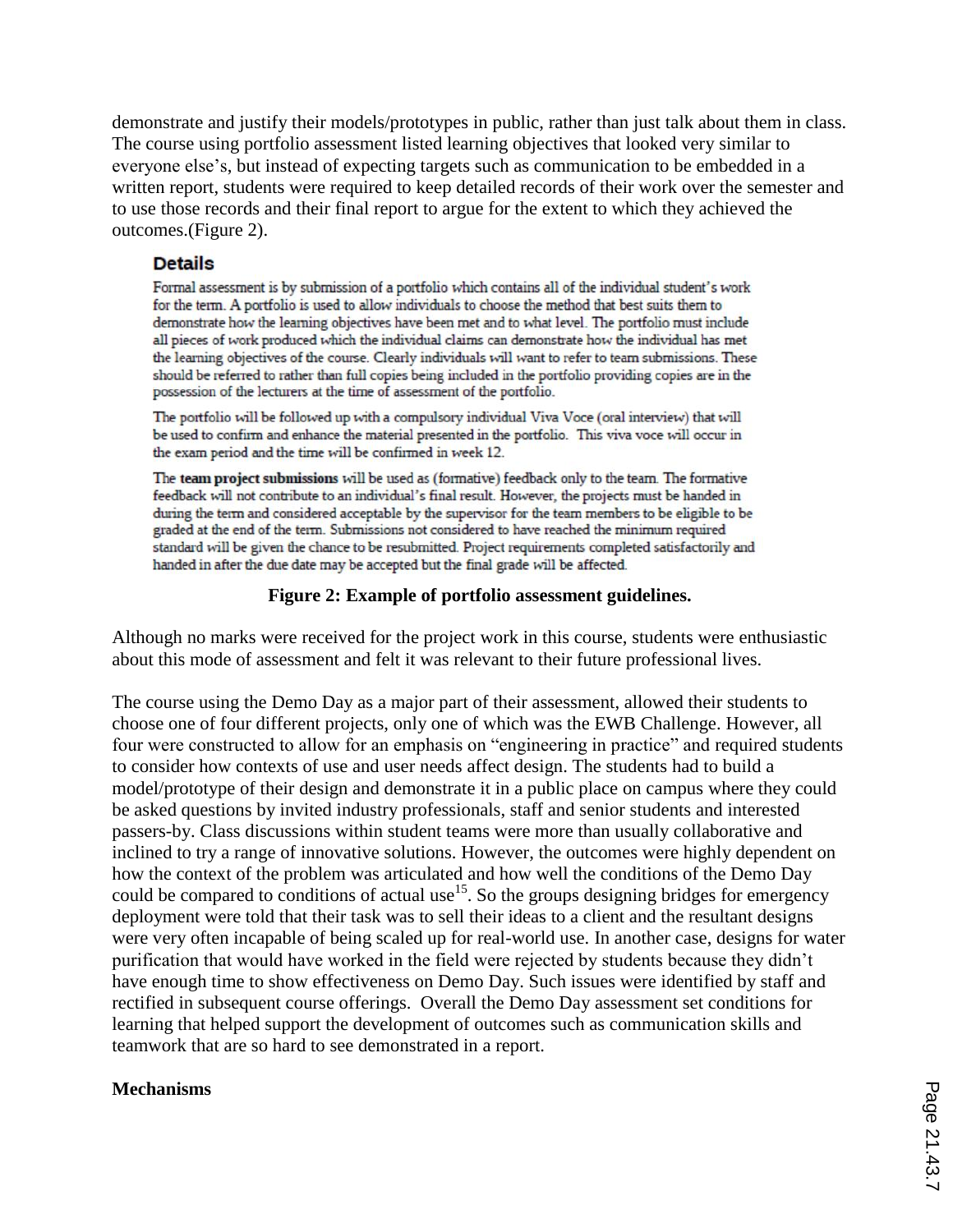demonstrate and justify their models/prototypes in public, rather than just talk about them in class. The course using portfolio assessment listed learning objectives that looked very similar to everyone else's, but instead of expecting targets such as communication to be embedded in a written report, students were required to keep detailed records of their work over the semester and to use those records and their final report to argue for the extent to which they achieved the outcomes.(Figure 2).

### Details

Formal assessment is by submission of a portfolio which contains all of the individual student's work for the term. A portfolio is used to allow individuals to choose the method that best suits them to demonstrate how the learning objectives have been met and to what level. The portfolio must include all pieces of work produced which the individual claims can demonstrate how the individual has met the learning objectives of the course. Clearly individuals will want to refer to team submissions. These should be referred to rather than full copies being included in the portfolio providing copies are in the possession of the lecturers at the time of assessment of the portfolio.

The portfolio will be followed up with a compulsory individual Viva Voce (oral interview) that will be used to confirm and enhance the material presented in the portfolio. This viva voce will occur in the exam period and the time will be confirmed in week 12.

The **team project submissions** will be used as (formative) feedback only to the team. The formative feedback will not contribute to an individual's final result. However, the projects must be handed in during the term and considered acceptable by the supervisor for the team members to be eligible to be graded at the end of the term. Submissions not considered to have reached the minimum required standard will be given the chance to be resubmitted. Project requirements completed satisfactorily and handed in after the due date may be accepted but the final grade will be affected.

**Figure 2: Example of portfolio assessment guidelines.**

Although no marks were received for the project work in this course, students were enthusiastic about this mode of assessment and felt it was relevant to their future professional lives.

The course using the Demo Day as a major part of their assessment, allowed their students to choose one of four different projects, only one of which was the EWB Challenge. However, all four were constructed to allow for an emphasis on "engineering in practice" and required students to consider how contexts of use and user needs affect design. The students had to build a model/prototype of their design and demonstrate it in a public place on campus where they could be asked questions by invited industry professionals, staff and senior students and interested passers-by. Class discussions within student teams were more than usually collaborative and inclined to try a range of innovative solutions. However, the outcomes were highly dependent on how the context of the problem was articulated and how well the conditions of the Demo Day could be compared to conditions of actual use[15]. So the groups designing bridges for emergency deployment were told that their task was to sell their ideas to a client and the resultant designs were very often incapable of being scaled up for real-world use. In another case, designs for water purification that would have worked in the field were rejected by students because they didn't have enough time to show effectiveness on Demo Day. Such issues were identified by staff and rectified in subsequent course offerings. Overall the Demo Day assessment set conditions for learning that helped support the development of outcomes such as communication skills and teamwork that are so hard to see demonstrated in a report.

**Mechanisms**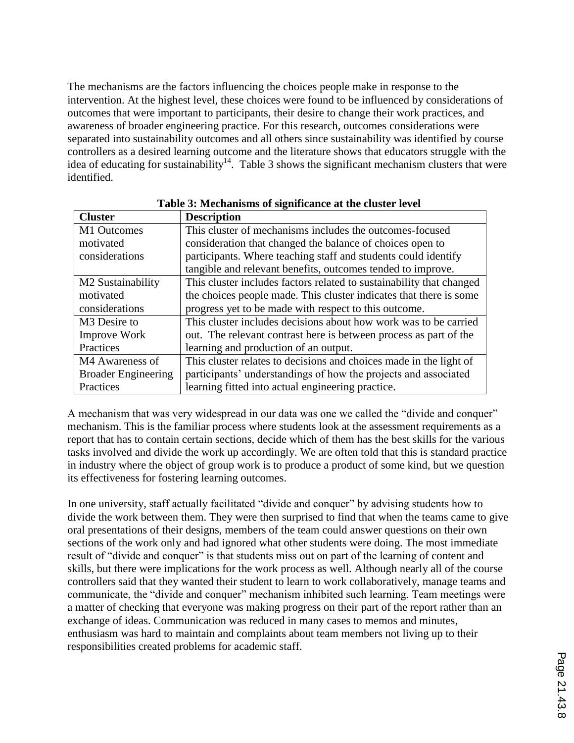The mechanisms are the factors influencing the choices people make in response to the intervention. At the highest level, these choices were found to be influenced by considerations of outcomes that were important to participants, their desire to change their work practices, and awareness of broader engineering practice. For this research, outcomes considerations were separated into sustainability outcomes and all others since sustainability was identified by course controllers as a desired learning outcome and the literature shows that educators struggle with the idea of educating for sustainability[14]. Table 3 shows the significant mechanism clusters that were identified.

**Table 3: Mechanisms of significance at the cluster level**

| Cluster | Description |
|---|---|
| M1 Outcomes motivated considerations | This cluster of mechanisms includes the outcomes-focused consideration that changed the balance of choices open to participants. Where teaching staff and students could identify tangible and relevant benefits, outcomes tended to improve. |
| M2 Sustainability motivated considerations | This cluster includes factors related to sustainability that changed the choices people made. This cluster indicates that there is some progress yet to be made with respect to this outcome. |
| M3 Desire to Improve Work Practices | This cluster includes decisions about how work was to be carried out. The relevant contrast here is between process as part of the learning and production of an output. |
| M4 Awareness of Broader Engineering Practices | This cluster relates to decisions and choices made in the light of participants' understandings of how the projects and associated learning fitted into actual engineering practice. |

A mechanism that was very widespread in our data was one we called the "divide and conquer" mechanism. This is the familiar process where students look at the assessment requirements as a report that has to contain certain sections, decide which of them has the best skills for the various tasks involved and divide the work up accordingly. We are often told that this is standard practice in industry where the object of group work is to produce a product of some kind, but we question its effectiveness for fostering learning outcomes.

In one university, staff actually facilitated "divide and conquer" by advising students how to divide the work between them. They were then surprised to find that when the teams came to give oral presentations of their designs, members of the team could answer questions on their own sections of the work only and had ignored what other students were doing. The most immediate result of "divide and conquer" is that students miss out on part of the learning of content and skills, but there were implications for the work process as well. Although nearly all of the course controllers said that they wanted their student to learn to work collaboratively, manage teams and communicate, the "divide and conquer" mechanism inhibited such learning. Team meetings were a matter of checking that everyone was making progress on their part of the report rather than an exchange of ideas. Communication was reduced in many cases to memos and minutes, enthusiasm was hard to maintain and complaints about team members not living up to their responsibilities created problems for academic staff.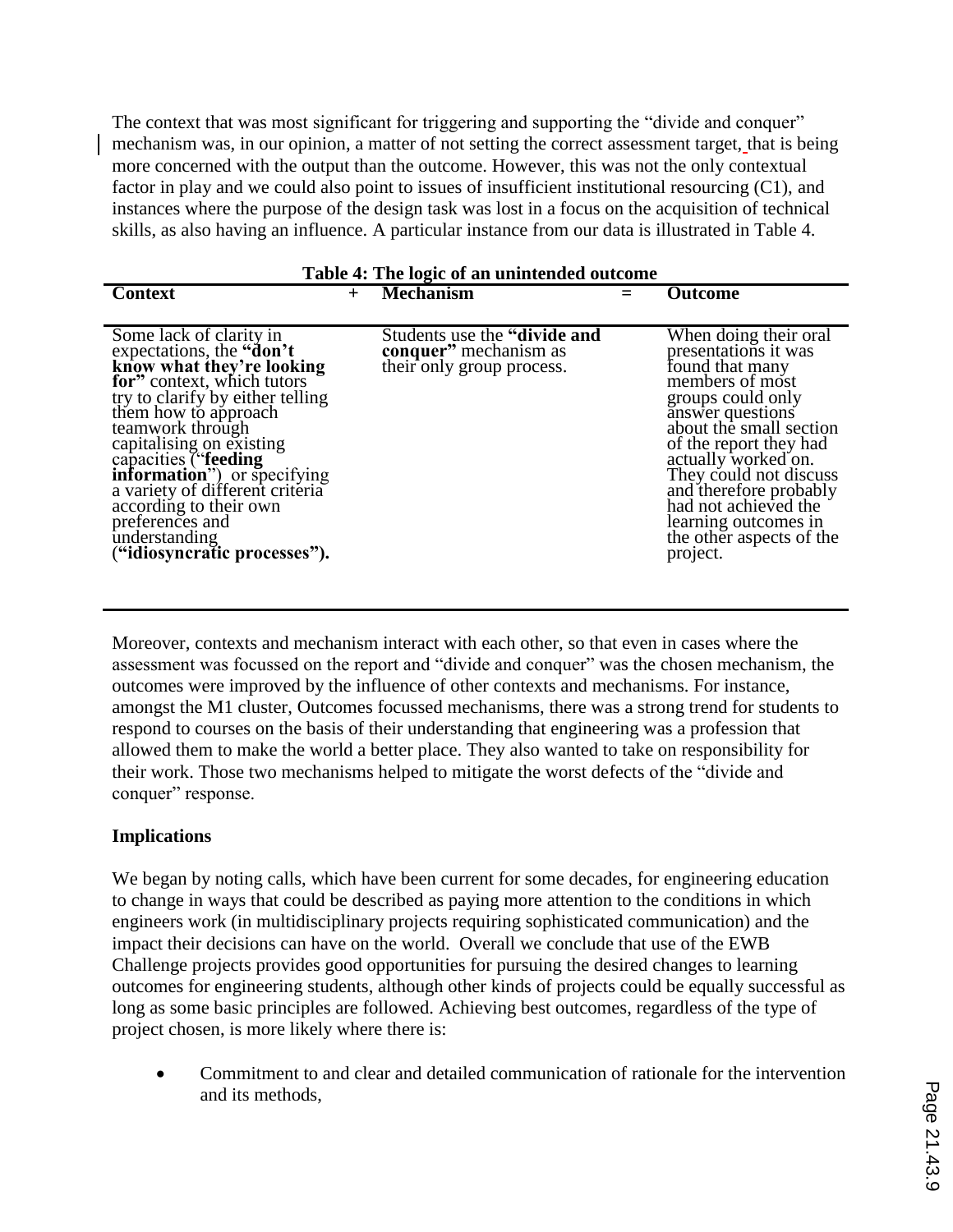The context that was most significant for triggering and supporting the "divide and conquer" mechanism was, in our opinion, a matter of not setting the correct assessment target, that is being more concerned with the output than the outcome. However, this was not the only contextual factor in play and we could also point to issues of insufficient institutional resourcing (C1), and instances where the purpose of the design task was lost in a focus on the acquisition of technical skills, as also having an influence. A particular instance from our data is illustrated in Table 4.

**Table 4: The logic of an unintended outcome**

| Context | + | Mechanism | = | Outcome |
|---|---|---|---|---|
| Some lack of clarity in expectations, the **"don't know what they're looking for"** context, which tutors try to clarify by either telling them how to approach teamwork through capitalising on existing capacities ("**feeding information**") or specifying a variety of different criteria according to their own preferences and understanding (**"idiosyncratic processes").** | | Students use the **"divide and conquer"** mechanism as their only group process. | | When doing their oral presentations it was found that many members of most groups could only answer questions about the small section of the report they had actually worked on. They could not discuss and therefore probably had not achieved the learning outcomes in the other aspects of the project. |

Moreover, contexts and mechanism interact with each other, so that even in cases where the assessment was focussed on the report and "divide and conquer" was the chosen mechanism, the outcomes were improved by the influence of other contexts and mechanisms. For instance, amongst the M1 cluster, Outcomes focussed mechanisms, there was a strong trend for students to respond to courses on the basis of their understanding that engineering was a profession that allowed them to make the world a better place. They also wanted to take on responsibility for their work. Those two mechanisms helped to mitigate the worst defects of the "divide and conquer" response.

**Implications**

We began by noting calls, which have been current for some decades, for engineering education to change in ways that could be described as paying more attention to the conditions in which engineers work (in multidisciplinary projects requiring sophisticated communication) and the impact their decisions can have on the world. Overall we conclude that use of the EWB Challenge projects provides good opportunities for pursuing the desired changes to learning outcomes for engineering students, although other kinds of projects could be equally successful as long as some basic principles are followed. Achieving best outcomes, regardless of the type of project chosen, is more likely where there is:

- Commitment to and clear and detailed communication of rationale for the intervention and its methods,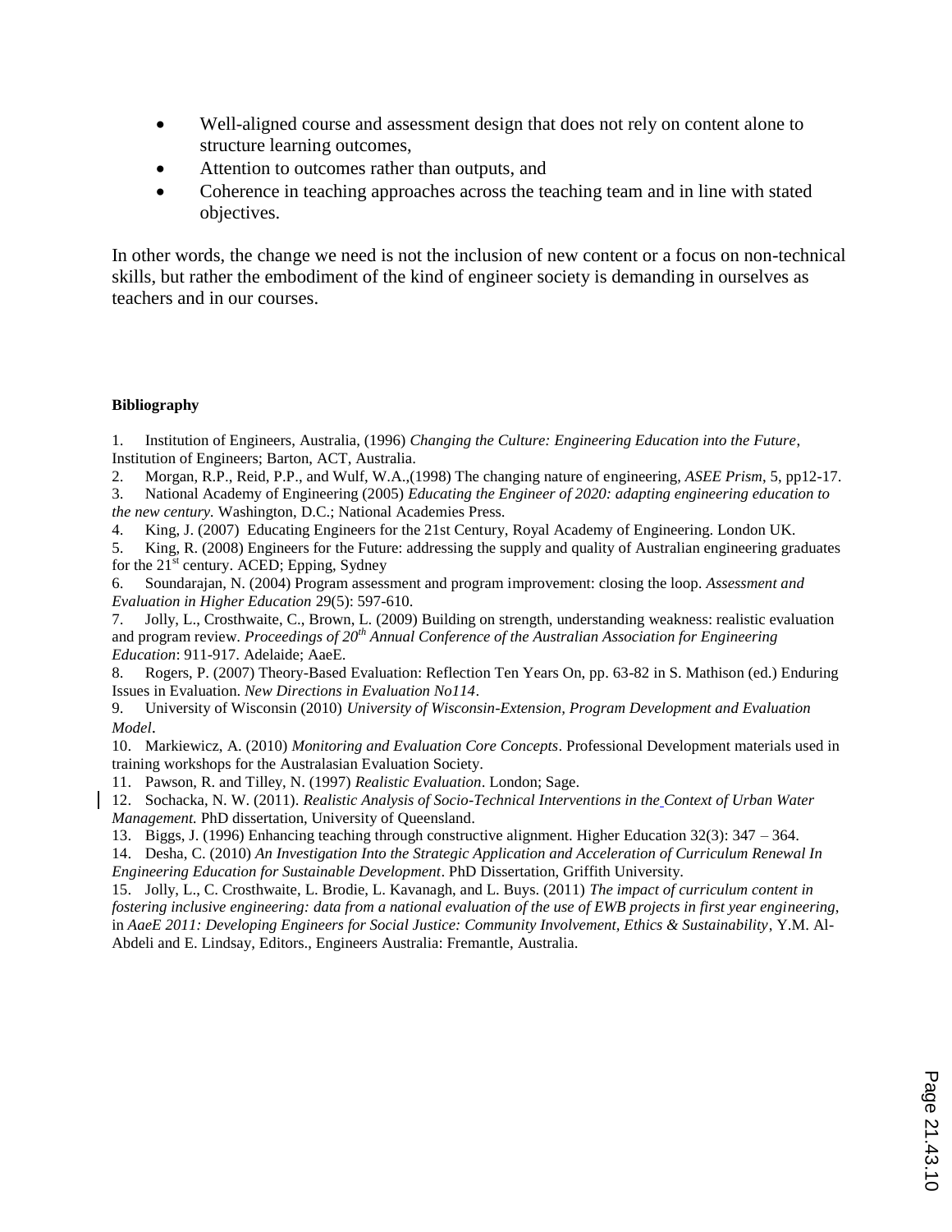- Well-aligned course and assessment design that does not rely on content alone to structure learning outcomes,
- Attention to outcomes rather than outputs, and
- Coherence in teaching approaches across the teaching team and in line with stated objectives.

In other words, the change we need is not the inclusion of new content or a focus on non-technical skills, but rather the embodiment of the kind of engineer society is demanding in ourselves as teachers and in our courses.

**Bibliography**

1. Institution of Engineers, Australia, (1996) *Changing the Culture: Engineering Education into the Future*, Institution of Engineers; Barton, ACT, Australia.
2. Morgan, R.P., Reid, P.P., and Wulf, W.A.,(1998) The changing nature of engineering, *ASEE Prism*, 5, pp12-17.
3. National Academy of Engineering (2005) *Educating the Engineer of 2020: adapting engineering education to the new century.* Washington, D.C.; National Academies Press.
4. King, J. (2007) Educating Engineers for the 21st Century, Royal Academy of Engineering. London UK.
5. King, R. (2008) Engineers for the Future: addressing the supply and quality of Australian engineering graduates for the 21st century. ACED; Epping, Sydney
6. Soundarajan, N. (2004) Program assessment and program improvement: closing the loop. *Assessment and Evaluation in Higher Education* 29(5): 597-610.
7. Jolly, L., Crosthwaite, C., Brown, L. (2009) Building on strength, understanding weakness: realistic evaluation and program review. *Proceedings of 20th Annual Conference of the Australian Association for Engineering Education*: 911-917. Adelaide; AaeE.
8. Rogers, P. (2007) Theory-Based Evaluation: Reflection Ten Years On, pp. 63-82 in S. Mathison (ed.) Enduring Issues in Evaluation. *New Directions in Evaluation No114*.
9. University of Wisconsin (2010) *University of Wisconsin-Extension, Program Development and Evaluation Model*.
10. Markiewicz, A. (2010) *Monitoring and Evaluation Core Concepts*. Professional Development materials used in training workshops for the Australasian Evaluation Society.
11. Pawson, R. and Tilley, N. (1997) *Realistic Evaluation*. London; Sage.
12. Sochacka, N. W. (2011). *Realistic Analysis of Socio-Technical Interventions in the Context of Urban Water Management.* PhD dissertation, University of Queensland.
13. Biggs, J. (1996) Enhancing teaching through constructive alignment. Higher Education 32(3): 347 – 364.
14. Desha, C. (2010) *An Investigation Into the Strategic Application and Acceleration of Curriculum Renewal In Engineering Education for Sustainable Development*. PhD Dissertation, Griffith University.
15. Jolly, L., C. Crosthwaite, L. Brodie, L. Kavanagh, and L. Buys. (2011) *The impact of curriculum content in fostering inclusive engineering: data from a national evaluation of the use of EWB projects in first year engineering*, in *AaeE 2011: Developing Engineers for Social Justice: Community Involvement, Ethics & Sustainability*, Y.M. Al-Abdeli and E. Lindsay, Editors., Engineers Australia: Fremantle, Australia.